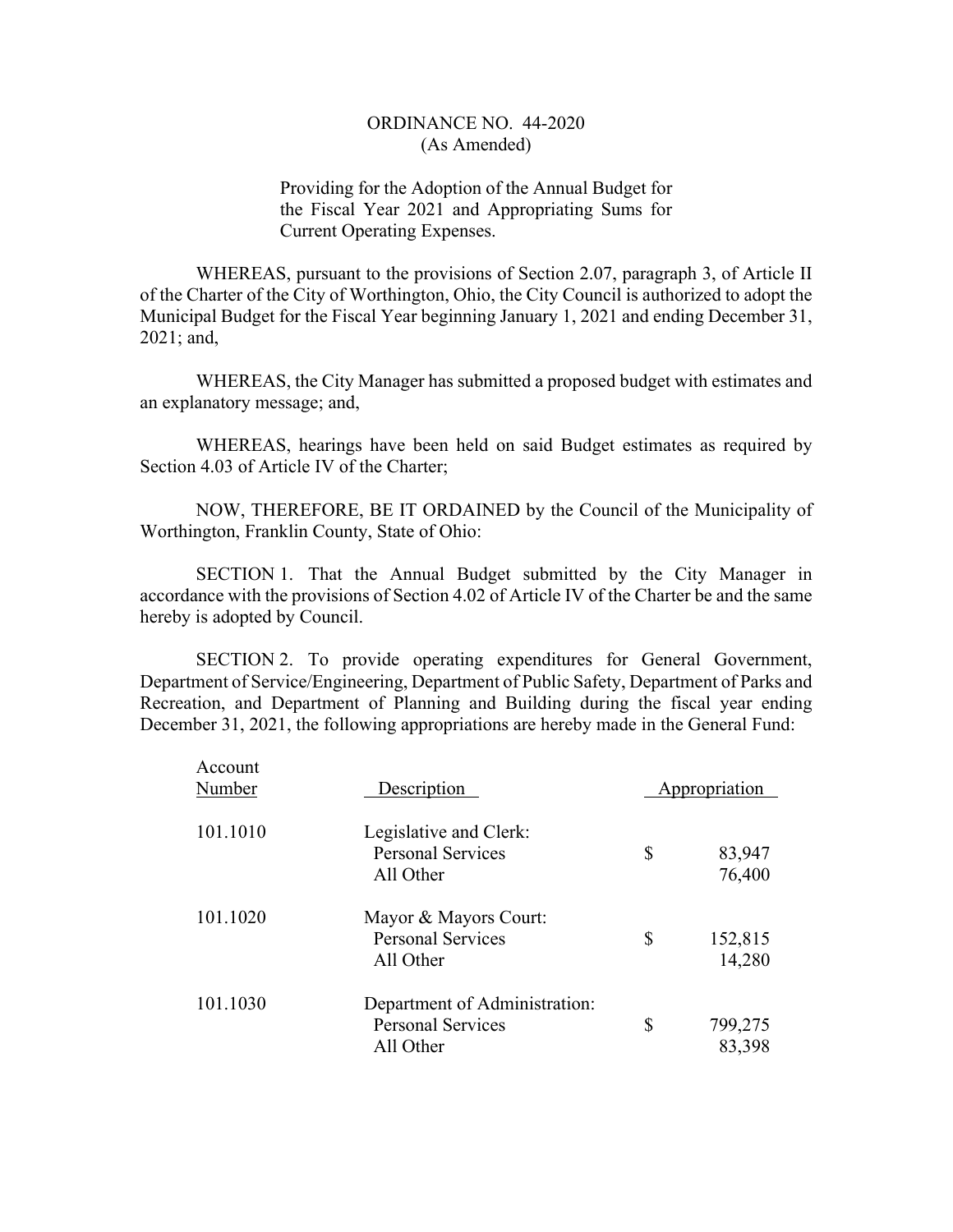# ORDINANCE NO. 44-2020
(As Amended)

Providing for the Adoption of the Annual Budget for the Fiscal Year 2021 and Appropriating Sums for Current Operating Expenses.

WHEREAS, pursuant to the provisions of Section 2.07, paragraph 3, of Article II of the Charter of the City of Worthington, Ohio, the City Council is authorized to adopt the Municipal Budget for the Fiscal Year beginning January 1, 2021 and ending December 31, 2021; and,

WHEREAS, the City Manager has submitted a proposed budget with estimates and an explanatory message; and,

WHEREAS, hearings have been held on said Budget estimates as required by Section 4.03 of Article IV of the Charter;

NOW, THEREFORE, BE IT ORDAINED by the Council of the Municipality of Worthington, Franklin County, State of Ohio:

SECTION 1. That the Annual Budget submitted by the City Manager in accordance with the provisions of Section 4.02 of Article IV of the Charter be and the same hereby is adopted by Council.

SECTION 2. To provide operating expenditures for General Government, Department of Service/Engineering, Department of Public Safety, Department of Parks and Recreation, and Department of Planning and Building during the fiscal year ending December 31, 2021, the following appropriations are hereby made in the General Fund:

| Account Number | Description | Appropriation |
|---|---|---|
| 101.1010 | Legislative and Clerk: | |
| | Personal Services | $ 83,947 |
| | All Other | 76,400 |
| 101.1020 | Mayor & Mayors Court: | |
| | Personal Services | $ 152,815 |
| | All Other | 14,280 |
| 101.1030 | Department of Administration: | |
| | Personal Services | $ 799,275 |
| | All Other | 83,398 |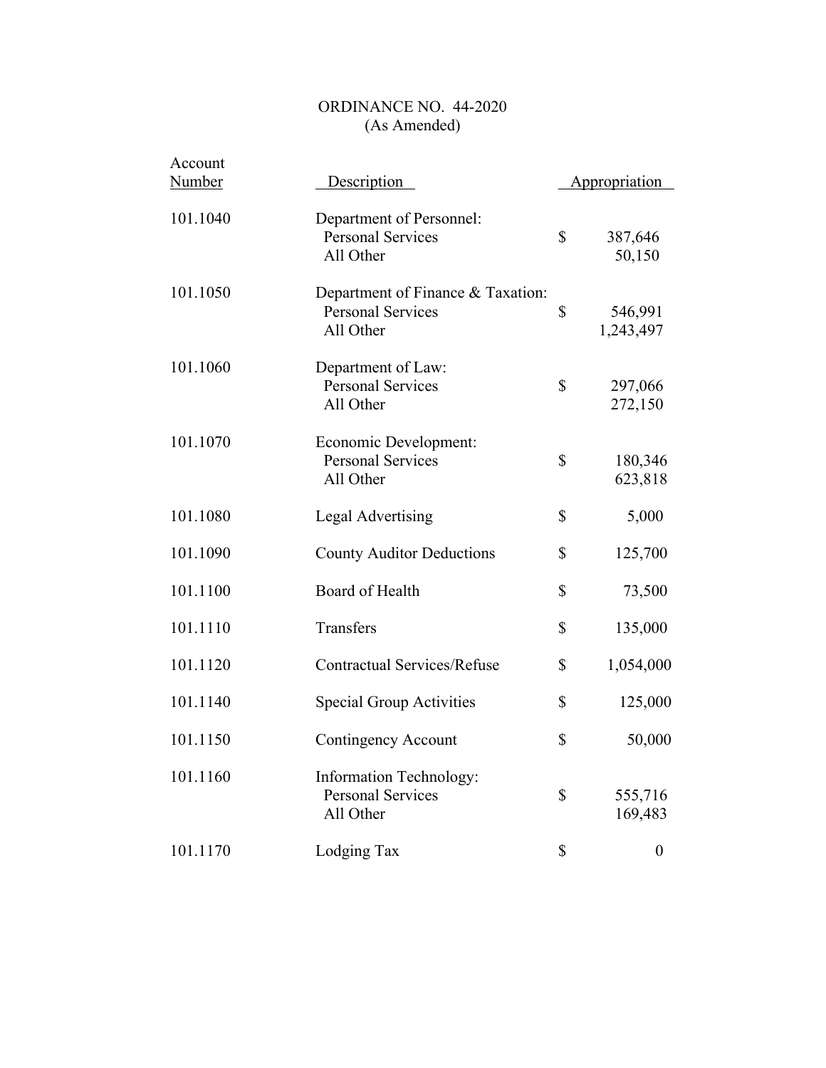ORDINANCE NO. 44-2020
(As Amended)

| Account Number | Description | | Appropriation |
|---|---|---|---|
| 101.1040 | Department of Personnel: | | |
| | Personal Services | $ | 387,646 |
| | All Other | | 50,150 |
| 101.1050 | Department of Finance & Taxation: | | |
| | Personal Services | $ | 546,991 |
| | All Other | | 1,243,497 |
| 101.1060 | Department of Law: | | |
| | Personal Services | $ | 297,066 |
| | All Other | | 272,150 |
| 101.1070 | Economic Development: | | |
| | Personal Services | $ | 180,346 |
| | All Other | | 623,818 |
| 101.1080 | Legal Advertising | $ | 5,000 |
| 101.1090 | County Auditor Deductions | $ | 125,700 |
| 101.1100 | Board of Health | $ | 73,500 |
| 101.1110 | Transfers | $ | 135,000 |
| 101.1120 | Contractual Services/Refuse | $ | 1,054,000 |
| 101.1140 | Special Group Activities | $ | 125,000 |
| 101.1150 | Contingency Account | $ | 50,000 |
| 101.1160 | Information Technology: | | |
| | Personal Services | $ | 555,716 |
| | All Other | | 169,483 |
| 101.1170 | Lodging Tax | $ | 0 |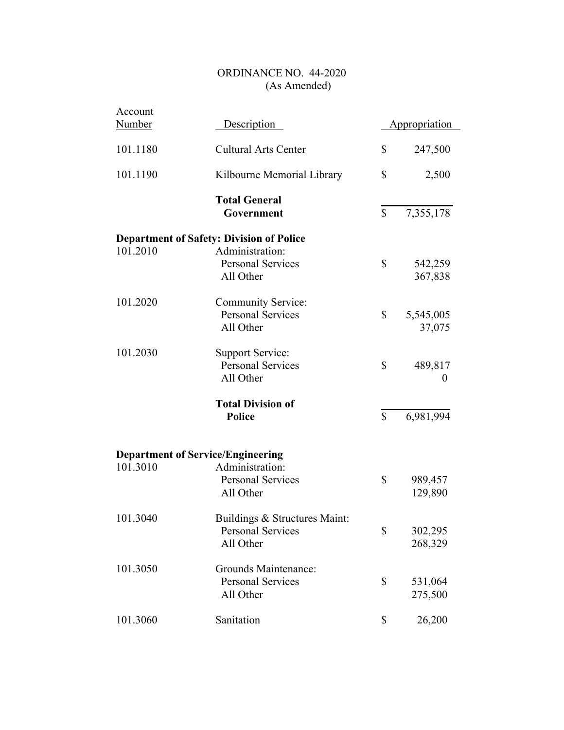ORDINANCE NO. 44-2020
(As Amended)

| Account Number | Description | Appropriation |
|---|---|---|
| 101.1180 | Cultural Arts Center | $ 247,500 |
| 101.1190 | Kilbourne Memorial Library | $ 2,500 |
| | **Total General Government** | $ 7,355,178 |
| **Department of Safety: Division of Police** | | |
| 101.2010 | Administration: | |
| | Personal Services | $ 542,259 |
| | All Other | 367,838 |
| 101.2020 | Community Service: | |
| | Personal Services | $ 5,545,005 |
| | All Other | 37,075 |
| 101.2030 | Support Service: | |
| | Personal Services | $ 489,817 |
| | All Other | 0 |
| | **Total Division of Police** | $ 6,981,994 |
| **Department of Service/Engineering** | | |
| 101.3010 | Administration: | |
| | Personal Services | $ 989,457 |
| | All Other | 129,890 |
| 101.3040 | Buildings & Structures Maint: | |
| | Personal Services | $ 302,295 |
| | All Other | 268,329 |
| 101.3050 | Grounds Maintenance: | |
| | Personal Services | $ 531,064 |
| | All Other | 275,500 |
| 101.3060 | Sanitation | $ 26,200 |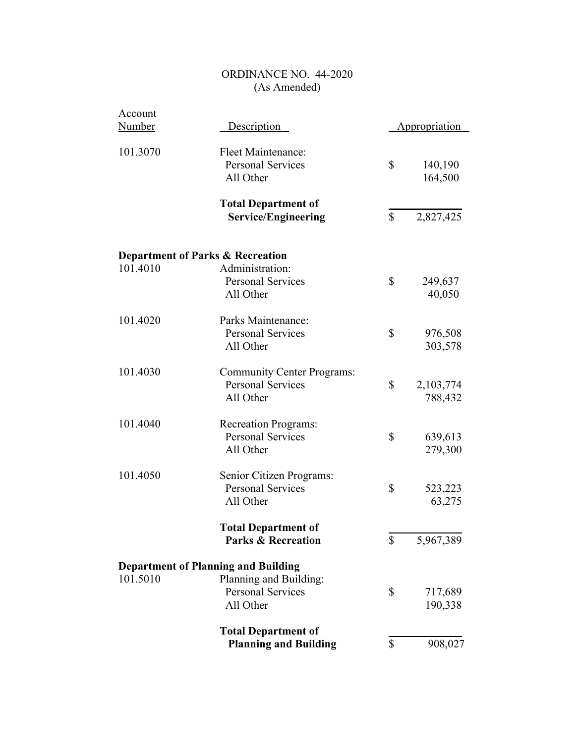ORDINANCE NO. 44-2020
(As Amended)

| Account Number | Description | Appropriation |
|---|---|---|
| 101.3070 | Fleet Maintenance: | |
| | Personal Services | $ 140,190 |
| | All Other | 164,500 |
| | **Total Department of Service/Engineering** | $ 2,827,425 |
| **Department of Parks & Recreation** | | |
| 101.4010 | Administration: | |
| | Personal Services | $ 249,637 |
| | All Other | 40,050 |
| 101.4020 | Parks Maintenance: | |
| | Personal Services | $ 976,508 |
| | All Other | 303,578 |
| 101.4030 | Community Center Programs: | |
| | Personal Services | $ 2,103,774 |
| | All Other | 788,432 |
| 101.4040 | Recreation Programs: | |
| | Personal Services | $ 639,613 |
| | All Other | 279,300 |
| 101.4050 | Senior Citizen Programs: | |
| | Personal Services | $ 523,223 |
| | All Other | 63,275 |
| | **Total Department of Parks & Recreation** | $ 5,967,389 |
| **Department of Planning and Building** | | |
| 101.5010 | Planning and Building: | |
| | Personal Services | $ 717,689 |
| | All Other | 190,338 |
| | **Total Department of Planning and Building** | $ 908,027 |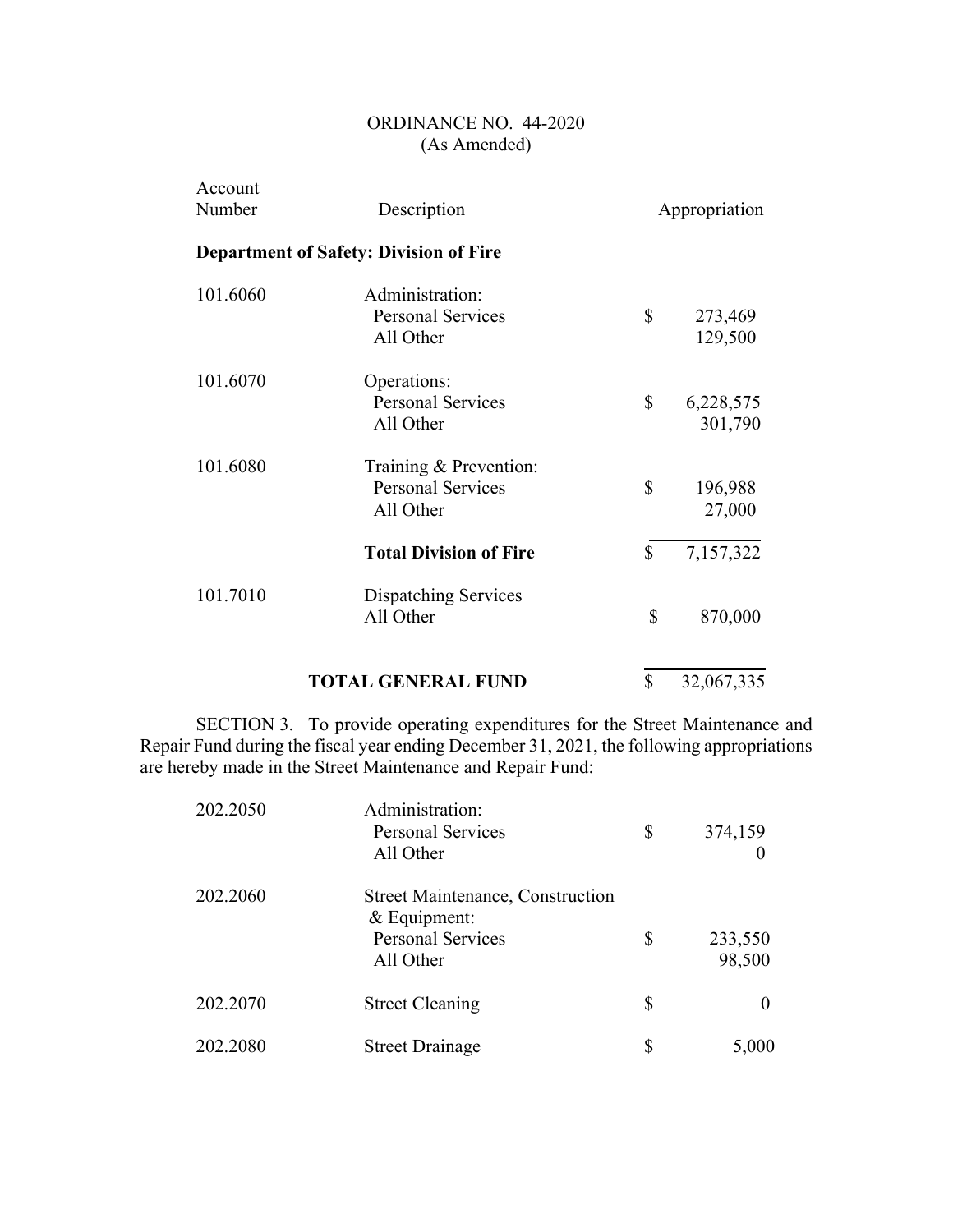ORDINANCE NO. 44-2020
(As Amended)

| Account Number | Description | Appropriation |
|---|---|---|
| | **Department of Safety: Division of Fire** | |
| 101.6060 | Administration: | |
| | Personal Services | $ 273,469 |
| | All Other | 129,500 |
| 101.6070 | Operations: | |
| | Personal Services | $ 6,228,575 |
| | All Other | 301,790 |
| 101.6080 | Training & Prevention: | |
| | Personal Services | $ 196,988 |
| | All Other | 27,000 |
| | **Total Division of Fire** | $ 7,157,322 |
| 101.7010 | Dispatching Services | |
| | All Other | $ 870,000 |
| | **TOTAL GENERAL FUND** | $ 32,067,335 |

SECTION 3. To provide operating expenditures for the Street Maintenance and Repair Fund during the fiscal year ending December 31, 2021, the following appropriations are hereby made in the Street Maintenance and Repair Fund:

| Account Number | Description | Appropriation |
|---|---|---|
| 202.2050 | Administration: | |
| | Personal Services | $ 374,159 |
| | All Other | 0 |
| 202.2060 | Street Maintenance, Construction & Equipment: | |
| | Personal Services | $ 233,550 |
| | All Other | 98,500 |
| 202.2070 | Street Cleaning | $ 0 |
| 202.2080 | Street Drainage | $ 5,000 |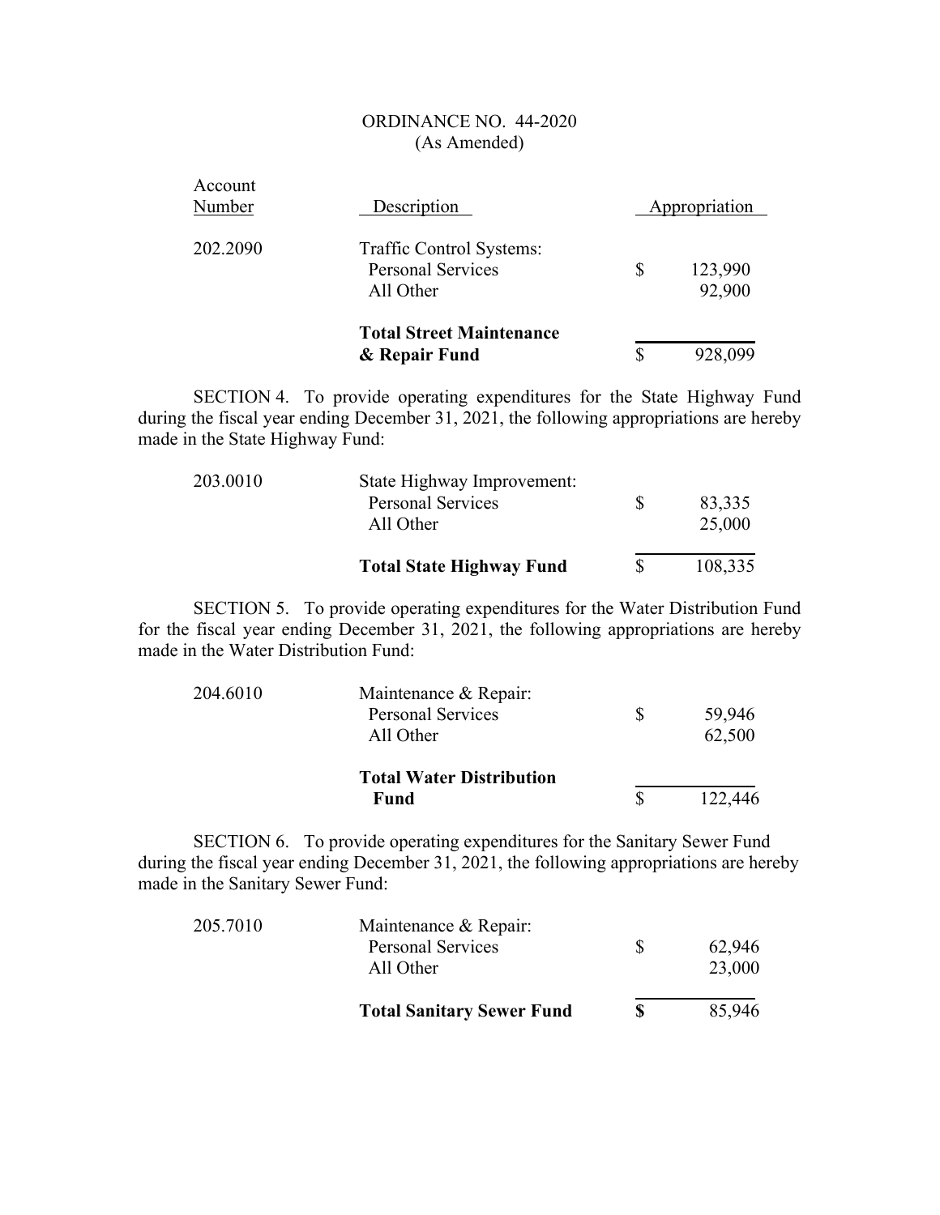ORDINANCE NO. 44-2020
(As Amended)

| Account Number | Description | Appropriation |
|---|---|---|
| 202.2090 | Traffic Control Systems: | |
| | Personal Services | $ 123,990 |
| | All Other | 92,900 |
| | **Total Street Maintenance & Repair Fund** | $ 928,099 |

SECTION 4. To provide operating expenditures for the State Highway Fund during the fiscal year ending December 31, 2021, the following appropriations are hereby made in the State Highway Fund:

| Account Number | Description | Appropriation |
|---|---|---|
| 203.0010 | State Highway Improvement: | |
| | Personal Services | $ 83,335 |
| | All Other | 25,000 |
| | **Total State Highway Fund** | $ 108,335 |

SECTION 5. To provide operating expenditures for the Water Distribution Fund for the fiscal year ending December 31, 2021, the following appropriations are hereby made in the Water Distribution Fund:

| Account Number | Description | Appropriation |
|---|---|---|
| 204.6010 | Maintenance & Repair: | |
| | Personal Services | $ 59,946 |
| | All Other | 62,500 |
| | **Total Water Distribution Fund** | $ 122,446 |

SECTION 6. To provide operating expenditures for the Sanitary Sewer Fund during the fiscal year ending December 31, 2021, the following appropriations are hereby made in the Sanitary Sewer Fund:

| Account Number | Description | Appropriation |
|---|---|---|
| 205.7010 | Maintenance & Repair: | |
| | Personal Services | $ 62,946 |
| | All Other | 23,000 |
| | **Total Sanitary Sewer Fund** | **$** 85,946 |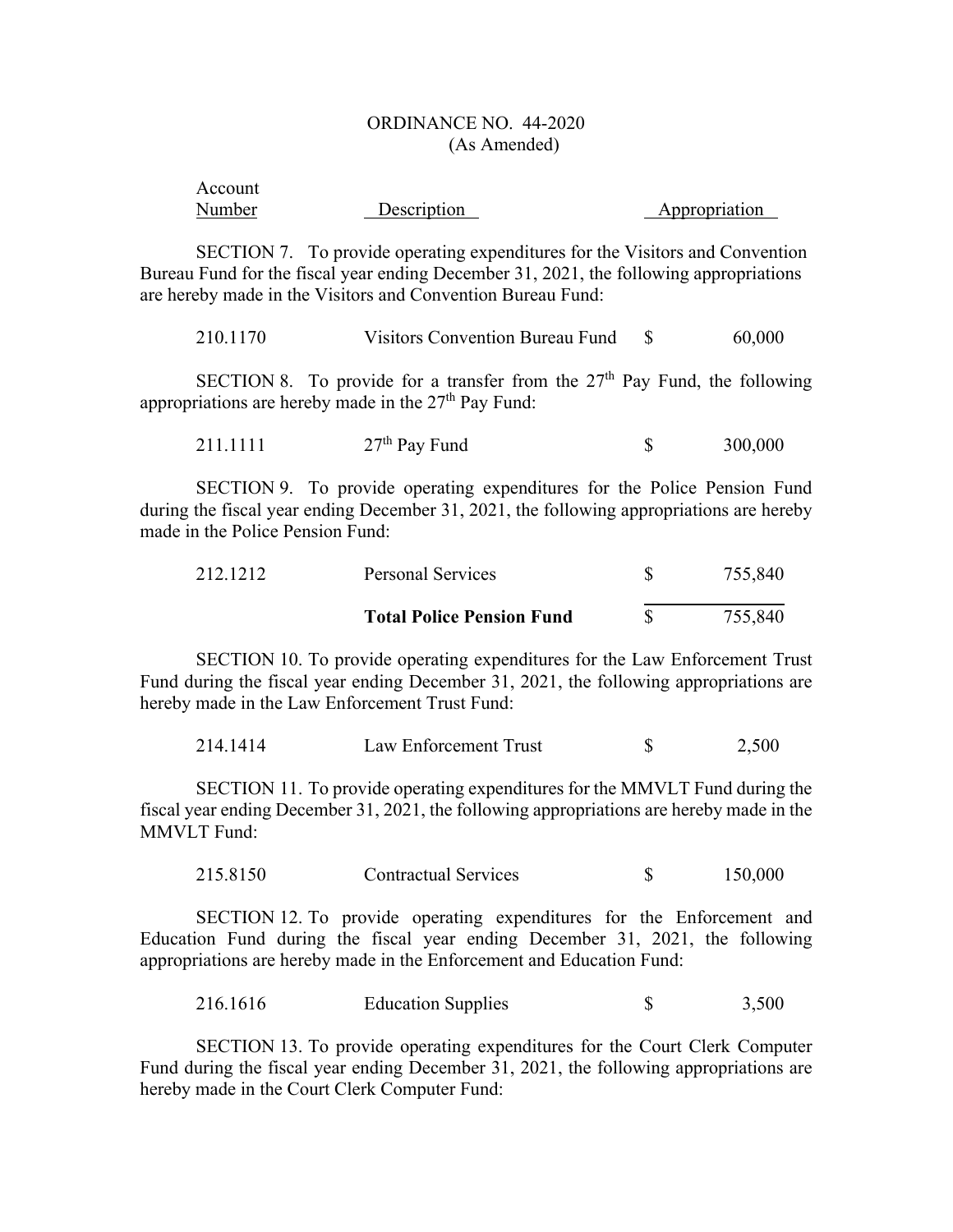ORDINANCE NO. 44-2020
(As Amended)

| Account Number | Description | Appropriation |
|---|---|---|

SECTION 7. To provide operating expenditures for the Visitors and Convention Bureau Fund for the fiscal year ending December 31, 2021, the following appropriations are hereby made in the Visitors and Convention Bureau Fund:

| | | |
|---|---|---|
| 210.1170 | Visitors Convention Bureau Fund | $ 60,000 |

SECTION 8. To provide for a transfer from the 27th Pay Fund, the following appropriations are hereby made in the 27th Pay Fund:

| | | |
|---|---|---|
| 211.1111 | 27th Pay Fund | $ 300,000 |

SECTION 9. To provide operating expenditures for the Police Pension Fund during the fiscal year ending December 31, 2021, the following appropriations are hereby made in the Police Pension Fund:

| | | |
|---|---|---|
| 212.1212 | Personal Services | $ 755,840 |
| | **Total Police Pension Fund** | $ 755,840 |

SECTION 10. To provide operating expenditures for the Law Enforcement Trust Fund during the fiscal year ending December 31, 2021, the following appropriations are hereby made in the Law Enforcement Trust Fund:

| | | |
|---|---|---|
| 214.1414 | Law Enforcement Trust | $ 2,500 |

SECTION 11. To provide operating expenditures for the MMVLT Fund during the fiscal year ending December 31, 2021, the following appropriations are hereby made in the MMVLT Fund:

| | | |
|---|---|---|
| 215.8150 | Contractual Services | $ 150,000 |

SECTION 12. To provide operating expenditures for the Enforcement and Education Fund during the fiscal year ending December 31, 2021, the following appropriations are hereby made in the Enforcement and Education Fund:

| | | |
|---|---|---|
| 216.1616 | Education Supplies | $ 3,500 |

SECTION 13. To provide operating expenditures for the Court Clerk Computer Fund during the fiscal year ending December 31, 2021, the following appropriations are hereby made in the Court Clerk Computer Fund: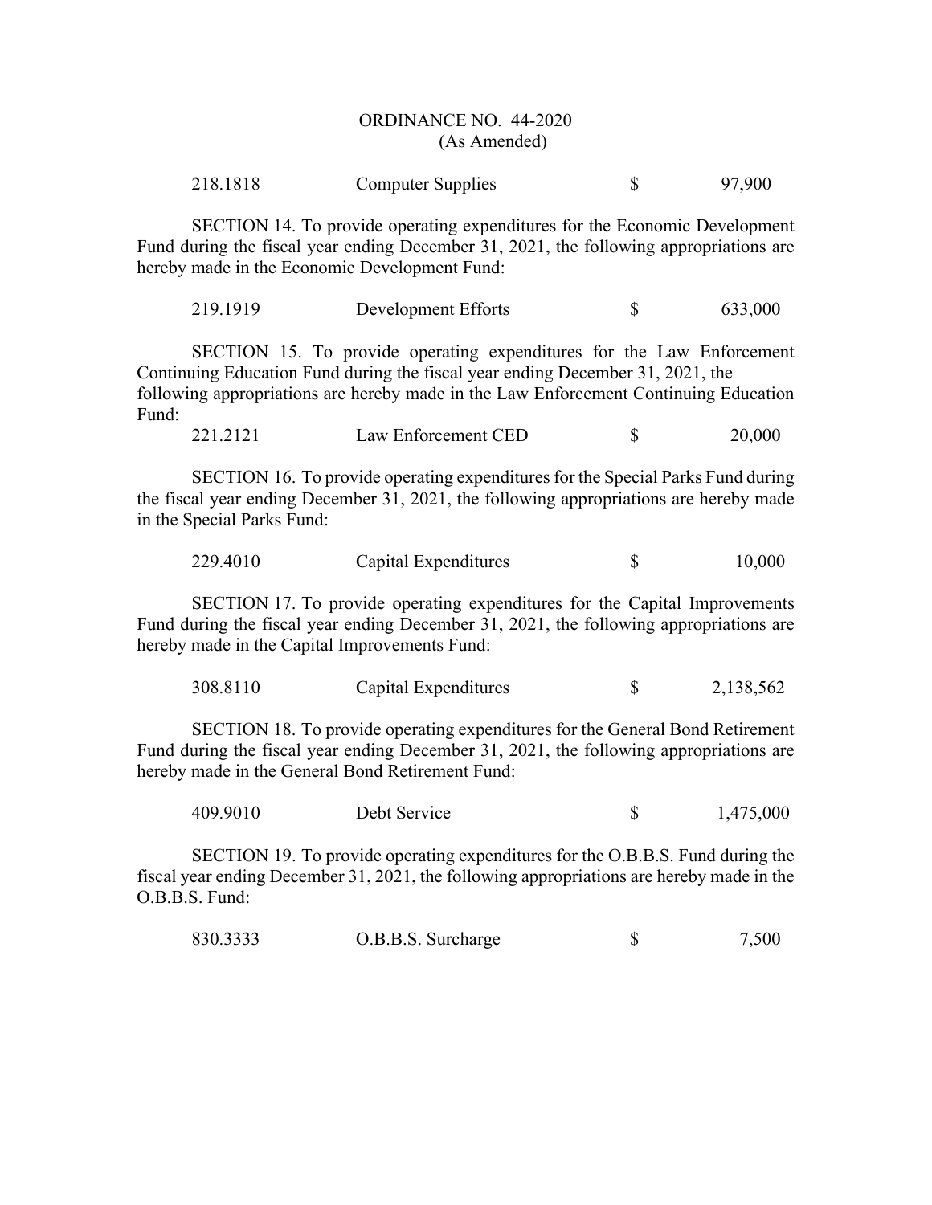ORDINANCE NO. 44-2020
(As Amended)

| 218.1818 | Computer Supplies | $ | 97,900 |
|---|---|---|---|

SECTION 14. To provide operating expenditures for the Economic Development Fund during the fiscal year ending December 31, 2021, the following appropriations are hereby made in the Economic Development Fund:

| 219.1919 | Development Efforts | $ | 633,000 |
|---|---|---|---|

SECTION 15. To provide operating expenditures for the Law Enforcement Continuing Education Fund during the fiscal year ending December 31, 2021, the following appropriations are hereby made in the Law Enforcement Continuing Education Fund:

| 221.2121 | Law Enforcement CED | $ | 20,000 |
|---|---|---|---|

SECTION 16. To provide operating expenditures for the Special Parks Fund during the fiscal year ending December 31, 2021, the following appropriations are hereby made in the Special Parks Fund:

| 229.4010 | Capital Expenditures | $ | 10,000 |
|---|---|---|---|

SECTION 17. To provide operating expenditures for the Capital Improvements Fund during the fiscal year ending December 31, 2021, the following appropriations are hereby made in the Capital Improvements Fund:

| 308.8110 | Capital Expenditures | $ | 2,138,562 |
|---|---|---|---|

SECTION 18. To provide operating expenditures for the General Bond Retirement Fund during the fiscal year ending December 31, 2021, the following appropriations are hereby made in the General Bond Retirement Fund:

| 409.9010 | Debt Service | $ | 1,475,000 |
|---|---|---|---|

SECTION 19. To provide operating expenditures for the O.B.B.S. Fund during the fiscal year ending December 31, 2021, the following appropriations are hereby made in the O.B.B.S. Fund:

| 830.3333 | O.B.B.S. Surcharge | $ | 7,500 |
|---|---|---|---|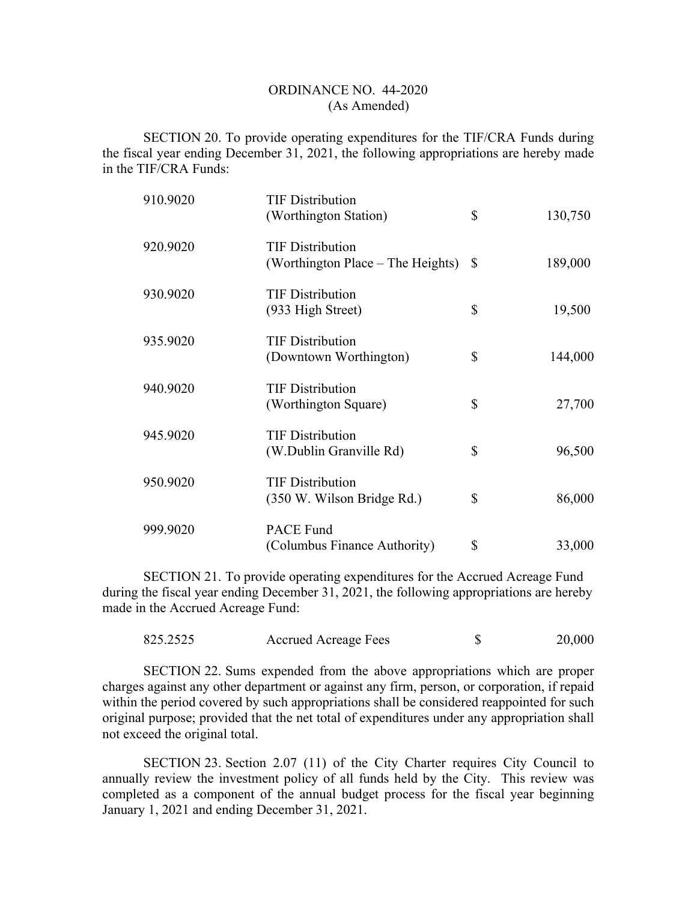ORDINANCE NO. 44-2020
(As Amended)

SECTION 20. To provide operating expenditures for the TIF/CRA Funds during the fiscal year ending December 31, 2021, the following appropriations are hereby made in the TIF/CRA Funds:

| | | | |
|---|---|---|---|
| 910.9020 | TIF Distribution (Worthington Station) | $ | 130,750 |
| 920.9020 | TIF Distribution (Worthington Place – The Heights) | $ | 189,000 |
| 930.9020 | TIF Distribution (933 High Street) | $ | 19,500 |
| 935.9020 | TIF Distribution (Downtown Worthington) | $ | 144,000 |
| 940.9020 | TIF Distribution (Worthington Square) | $ | 27,700 |
| 945.9020 | TIF Distribution (W.Dublin Granville Rd) | $ | 96,500 |
| 950.9020 | TIF Distribution (350 W. Wilson Bridge Rd.) | $ | 86,000 |
| 999.9020 | PACE Fund (Columbus Finance Authority) | $ | 33,000 |

SECTION 21. To provide operating expenditures for the Accrued Acreage Fund during the fiscal year ending December 31, 2021, the following appropriations are hereby made in the Accrued Acreage Fund:

| | | | |
|---|---|---|---|
| 825.2525 | Accrued Acreage Fees | $ | 20,000 |

SECTION 22. Sums expended from the above appropriations which are proper charges against any other department or against any firm, person, or corporation, if repaid within the period covered by such appropriations shall be considered reappointed for such original purpose; provided that the net total of expenditures under any appropriation shall not exceed the original total.

SECTION 23. Section 2.07 (11) of the City Charter requires City Council to annually review the investment policy of all funds held by the City. This review was completed as a component of the annual budget process for the fiscal year beginning January 1, 2021 and ending December 31, 2021.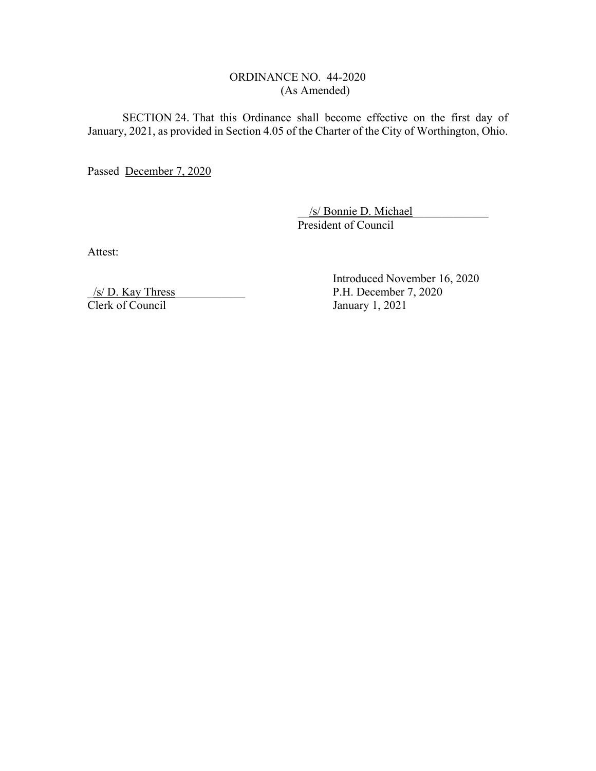ORDINANCE NO. 44-2020
(As Amended)

SECTION 24. That this Ordinance shall become effective on the first day of January, 2021, as provided in Section 4.05 of the Charter of the City of Worthington, Ohio.

Passed December 7, 2020

/s/ Bonnie D. Michael
President of Council

Attest:

/s/ D. Kay Thress
Clerk of Council

Introduced November 16, 2020
P.H. December 7, 2020
January 1, 2021